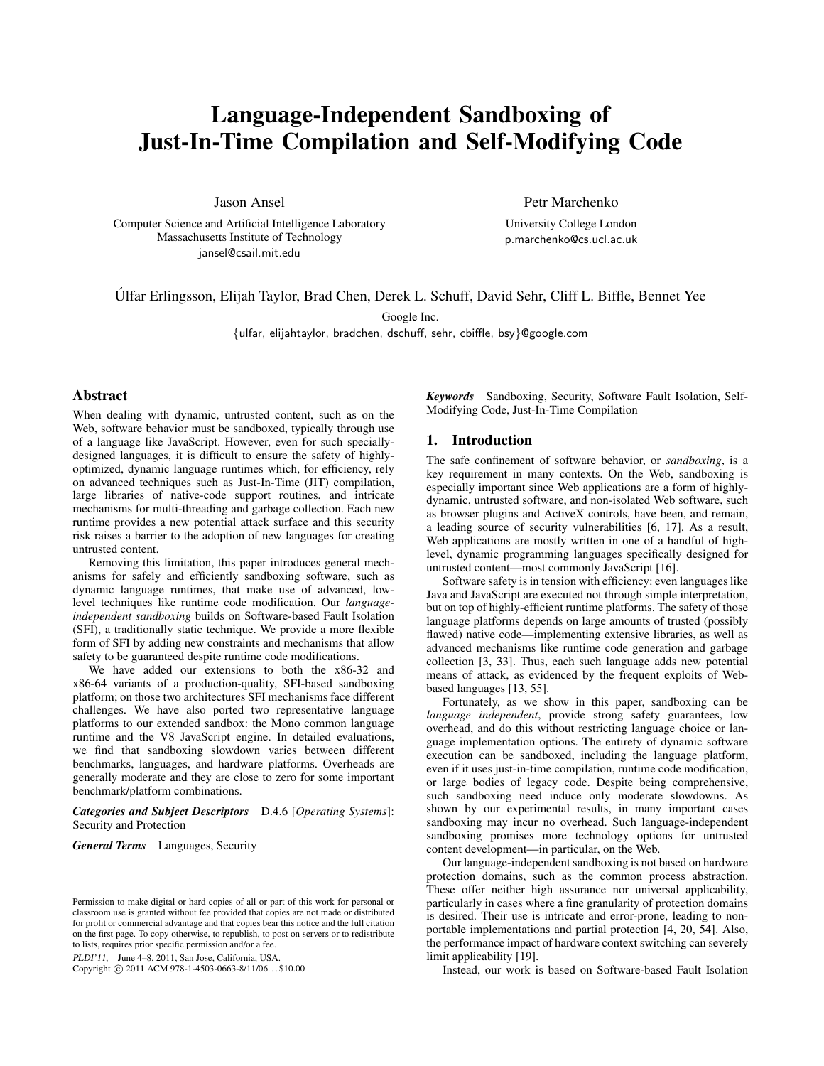# Language-Independent Sandboxing of Just-In-Time Compilation and Self-Modifying Code

Jason Ansel

Computer Science and Artificial Intelligence Laboratory
Massachusetts Institute of Technology
jansel@csail.mit.edu

Petr Marchenko

University College London
p.marchenko@cs.ucl.ac.uk

Úlfar Erlingsson, Elijah Taylor, Brad Chen, Derek L. Schuff, David Sehr, Cliff L. Biffle, Bennet Yee

Google Inc.
{ulfar, elijahtaylor, bradchen, dschuff, sehr, cbiffle, bsy}@google.com

## Abstract

When dealing with dynamic, untrusted content, such as on the Web, software behavior must be sandboxed, typically through use of a language like JavaScript. However, even for such specially-designed languages, it is difficult to ensure the safety of highly-optimized, dynamic language runtimes which, for efficiency, rely on advanced techniques such as Just-In-Time (JIT) compilation, large libraries of native-code support routines, and intricate mechanisms for multi-threading and garbage collection. Each new runtime provides a new potential attack surface and this security risk raises a barrier to the adoption of new languages for creating untrusted content.

Removing this limitation, this paper introduces general mechanisms for safely and efficiently sandboxing software, such as dynamic language runtimes, that make use of advanced, low-level techniques like runtime code modification. Our *language-independent sandboxing* builds on Software-based Fault Isolation (SFI), a traditionally static technique. We provide a more flexible form of SFI by adding new constraints and mechanisms that allow safety to be guaranteed despite runtime code modifications.

We have added our extensions to both the x86-32 and x86-64 variants of a production-quality, SFI-based sandboxing platform; on those two architectures SFI mechanisms face different challenges. We have also ported two representative language platforms to our extended sandbox: the Mono common language runtime and the V8 JavaScript engine. In detailed evaluations, we find that sandboxing slowdown varies between different benchmarks, languages, and hardware platforms. Overheads are generally moderate and they are close to zero for some important benchmark/platform combinations.

***Categories and Subject Descriptors*** D.4.6 [*Operating Systems*]: Security and Protection

***General Terms*** Languages, Security

Permission to make digital or hard copies of all or part of this work for personal or classroom use is granted without fee provided that copies are not made or distributed for profit or commercial advantage and that copies bear this notice and the full citation on the first page. To copy otherwise, to republish, to post on servers or to redistribute to lists, requires prior specific permission and/or a fee.

*PLDI'11,* June 4–8, 2011, San Jose, California, USA.
Copyright © 2011 ACM 978-1-4503-0663-8/11/06...$10.00

***Keywords*** Sandboxing, Security, Software Fault Isolation, Self-Modifying Code, Just-In-Time Compilation

## 1. Introduction

The safe confinement of software behavior, or *sandboxing*, is a key requirement in many contexts. On the Web, sandboxing is especially important since Web applications are a form of highly-dynamic, untrusted software, and non-isolated Web software, such as browser plugins and ActiveX controls, have been, and remain, a leading source of security vulnerabilities [6, 17]. As a result, Web applications are mostly written in one of a handful of high-level, dynamic programming languages specifically designed for untrusted content—most commonly JavaScript [16].

Software safety is in tension with efficiency: even languages like Java and JavaScript are executed not through simple interpretation, but on top of highly-efficient runtime platforms. The safety of those language platforms depends on large amounts of trusted (possibly flawed) native code—implementing extensive libraries, as well as advanced mechanisms like runtime code generation and garbage collection [3, 33]. Thus, each such language adds new potential means of attack, as evidenced by the frequent exploits of Web-based languages [13, 55].

Fortunately, as we show in this paper, sandboxing can be *language independent*, provide strong safety guarantees, low overhead, and do this without restricting language choice or language implementation options. The entirety of dynamic software execution can be sandboxed, including the language platform, even if it uses just-in-time compilation, runtime code modification, or large bodies of legacy code. Despite being comprehensive, such sandboxing need induce only moderate slowdowns. As shown by our experimental results, in many important cases sandboxing may incur no overhead. Such language-independent sandboxing promises more technology options for untrusted content development—in particular, on the Web.

Our language-independent sandboxing is not based on hardware protection domains, such as the common process abstraction. These offer neither high assurance nor universal applicability, particularly in cases where a fine granularity of protection domains is desired. Their use is intricate and error-prone, leading to non-portable implementations and partial protection [4, 20, 54]. Also, the performance impact of hardware context switching can severely limit applicability [19].

Instead, our work is based on Software-based Fault Isolation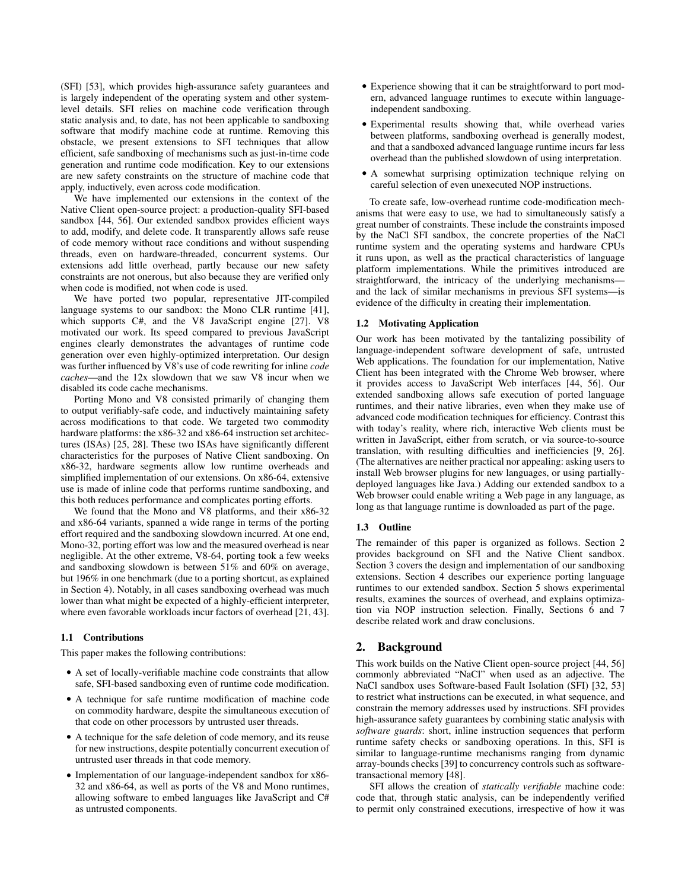(SFI) [53], which provides high-assurance safety guarantees and is largely independent of the operating system and other system-level details. SFI relies on machine code verification through static analysis and, to date, has not been applicable to sandboxing software that modify machine code at runtime. Removing this obstacle, we present extensions to SFI techniques that allow efficient, safe sandboxing of mechanisms such as just-in-time code generation and runtime code modification. Key to our extensions are new safety constraints on the structure of machine code that apply, inductively, even across code modification.

We have implemented our extensions in the context of the Native Client open-source project: a production-quality SFI-based sandbox [44, 56]. Our extended sandbox provides efficient ways to add, modify, and delete code. It transparently allows safe reuse of code memory without race conditions and without suspending threads, even on hardware-threaded, concurrent systems. Our extensions add little overhead, partly because our new safety constraints are not onerous, but also because they are verified only when code is modified, not when code is used.

We have ported two popular, representative JIT-compiled language systems to our sandbox: the Mono CLR runtime [41], which supports C#, and the V8 JavaScript engine [27]. V8 motivated our work. Its speed compared to previous JavaScript engines clearly demonstrates the advantages of runtime code generation over even highly-optimized interpretation. Our design was further influenced by V8's use of code rewriting for inline *code caches*—and the 12x slowdown that we saw V8 incur when we disabled its code cache mechanisms.

Porting Mono and V8 consisted primarily of changing them to output verifiably-safe code, and inductively maintaining safety across modifications to that code. We targeted two commodity hardware platforms: the x86-32 and x86-64 instruction set architectures (ISAs) [25, 28]. These two ISAs have significantly different characteristics for the purposes of Native Client sandboxing. On x86-32, hardware segments allow low runtime overheads and simplified implementation of our extensions. On x86-64, extensive use is made of inline code that performs runtime sandboxing, and this both reduces performance and complicates porting efforts.

We found that the Mono and V8 platforms, and their x86-32 and x86-64 variants, spanned a wide range in terms of the porting effort required and the sandboxing slowdown incurred. At one end, Mono-32, porting effort was low and the measured overhead is near negligible. At the other extreme, V8-64, porting took a few weeks and sandboxing slowdown is between 51% and 60% on average, but 196% in one benchmark (due to a porting shortcut, as explained in Section 4). Notably, in all cases sandboxing overhead was much lower than what might be expected of a highly-efficient interpreter, where even favorable workloads incur factors of overhead [21, 43].

### 1.1 Contributions

This paper makes the following contributions:

- A set of locally-verifiable machine code constraints that allow safe, SFI-based sandboxing even of runtime code modification.
- A technique for safe runtime modification of machine code on commodity hardware, despite the simultaneous execution of that code on other processors by untrusted user threads.
- A technique for the safe deletion of code memory, and its reuse for new instructions, despite potentially concurrent execution of untrusted user threads in that code memory.
- Implementation of our language-independent sandbox for x86-32 and x86-64, as well as ports of the V8 and Mono runtimes, allowing software to embed languages like JavaScript and C# as untrusted components.
- Experience showing that it can be straightforward to port modern, advanced language runtimes to execute within language-independent sandboxing.
- Experimental results showing that, while overhead varies between platforms, sandboxing overhead is generally modest, and that a sandboxed advanced language runtime incurs far less overhead than the published slowdown of using interpretation.
- A somewhat surprising optimization technique relying on careful selection of even unexecuted NOP instructions.

To create safe, low-overhead runtime code-modification mechanisms that were easy to use, we had to simultaneously satisfy a great number of constraints. These include the constraints imposed by the NaCl SFI sandbox, the concrete properties of the NaCl runtime system and the operating systems and hardware CPUs it runs upon, as well as the practical characteristics of language platform implementations. While the primitives introduced are straightforward, the intricacy of the underlying mechanisms—and the lack of similar mechanisms in previous SFI systems—is evidence of the difficulty in creating their implementation.

### 1.2 Motivating Application

Our work has been motivated by the tantalizing possibility of language-independent software development of safe, untrusted Web applications. The foundation for our implementation, Native Client has been integrated with the Chrome Web browser, where it provides access to JavaScript Web interfaces [44, 56]. Our extended sandboxing allows safe execution of ported language runtimes, and their native libraries, even when they make use of advanced code modification techniques for efficiency. Contrast this with today's reality, where rich, interactive Web clients must be written in JavaScript, either from scratch, or via source-to-source translation, with resulting difficulties and inefficiencies [9, 26]. (The alternatives are neither practical nor appealing: asking users to install Web browser plugins for new languages, or using partially-deployed languages like Java.) Adding our extended sandbox to a Web browser could enable writing a Web page in any language, as long as that language runtime is downloaded as part of the page.

### 1.3 Outline

The remainder of this paper is organized as follows. Section 2 provides background on SFI and the Native Client sandbox. Section 3 covers the design and implementation of our sandboxing extensions. Section 4 describes our experience porting language runtimes to our extended sandbox. Section 5 shows experimental results, examines the sources of overhead, and explains optimization via NOP instruction selection. Finally, Sections 6 and 7 describe related work and draw conclusions.

## 2. Background

This work builds on the Native Client open-source project [44, 56] commonly abbreviated "NaCl" when used as an adjective. The NaCl sandbox uses Software-based Fault Isolation (SFI) [32, 53] to restrict what instructions can be executed, in what sequence, and constrain the memory addresses used by instructions. SFI provides high-assurance safety guarantees by combining static analysis with *software guards*: short, inline instruction sequences that perform runtime safety checks or sandboxing operations. In this, SFI is similar to language-runtime mechanisms ranging from dynamic array-bounds checks [39] to concurrency controls such as software-transactional memory [48].

SFI allows the creation of *statically verifiable* machine code: code that, through static analysis, can be independently verified to permit only constrained executions, irrespective of how it was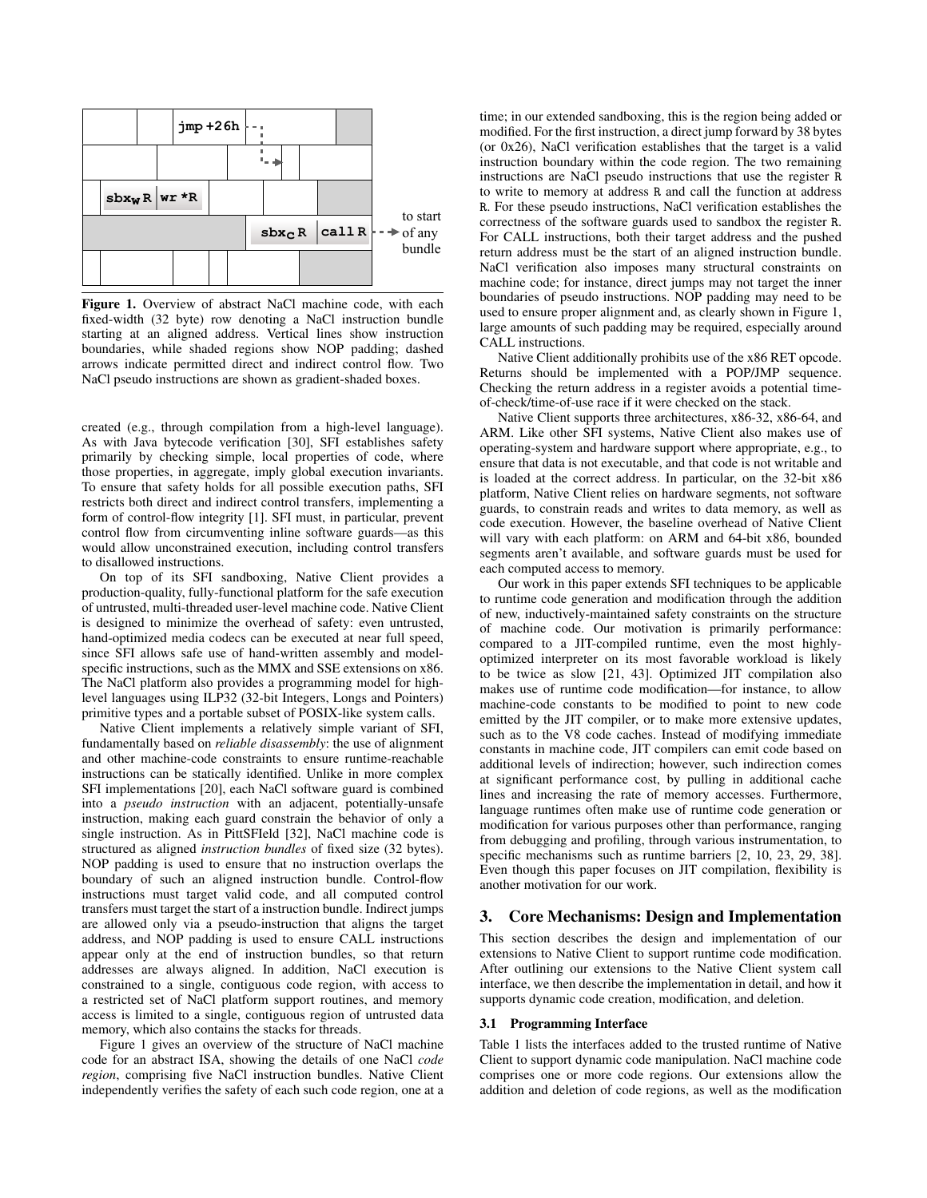Figure 1. Overview of abstract NaCl machine code, with each fixed-width (32 byte) row denoting a NaCl instruction bundle starting at an aligned address. Vertical lines show instruction boundaries, while shaded regions show NOP padding; dashed arrows indicate permitted direct and indirect control flow. Two NaCl pseudo instructions are shown as gradient-shaded boxes.

created (e.g., through compilation from a high-level language). As with Java bytecode verification [30], SFI establishes safety primarily by checking simple, local properties of code, where those properties, in aggregate, imply global execution invariants. To ensure that safety holds for all possible execution paths, SFI restricts both direct and indirect control transfers, implementing a form of control-flow integrity [1]. SFI must, in particular, prevent control flow from circumventing inline software guards—as this would allow unconstrained execution, including control transfers to disallowed instructions.

On top of its SFI sandboxing, Native Client provides a production-quality, fully-functional platform for the safe execution of untrusted, multi-threaded user-level machine code. Native Client is designed to minimize the overhead of safety: even untrusted, hand-optimized media codecs can be executed at near full speed, since SFI allows safe use of hand-written assembly and model-specific instructions, such as the MMX and SSE extensions on x86. The NaCl platform also provides a programming model for high-level languages using ILP32 (32-bit Integers, Longs and Pointers) primitive types and a portable subset of POSIX-like system calls.

Native Client implements a relatively simple variant of SFI, fundamentally based on *reliable disassembly*: the use of alignment and other machine-code constraints to ensure runtime-reachable instructions can be statically identified. Unlike in more complex SFI implementations [20], each NaCl software guard is combined into a *pseudo instruction* with an adjacent, potentially-unsafe instruction, making each guard constrain the behavior of only a single instruction. As in PittSFIeld [32], NaCl machine code is structured as aligned *instruction bundles* of fixed size (32 bytes). NOP padding is used to ensure that no instruction overlaps the boundary of such an aligned instruction bundle. Control-flow instructions must target valid code, and all computed control transfers must target the start of a instruction bundle. Indirect jumps are allowed only via a pseudo-instruction that aligns the target address, and NOP padding is used to ensure CALL instructions appear only at the end of instruction bundles, so that return addresses are always aligned. In addition, NaCl execution is constrained to a single, contiguous code region, with access to a restricted set of NaCl platform support routines, and memory access is limited to a single, contiguous region of untrusted data memory, which also contains the stacks for threads.

Figure 1 gives an overview of the structure of NaCl machine code for an abstract ISA, showing the details of one NaCl *code region*, comprising five NaCl instruction bundles. Native Client independently verifies the safety of each such code region, one at a time; in our extended sandboxing, this is the region being added or modified. For the first instruction, a direct jump forward by 38 bytes (or 0x26), NaCl verification establishes that the target is a valid instruction boundary within the code region. The two remaining instructions are NaCl pseudo instructions that use the register R to write to memory at address R and call the function at address R. For these pseudo instructions, NaCl verification establishes the correctness of the software guards used to sandbox the register R. For CALL instructions, both their target address and the pushed return address must be the start of an aligned instruction bundle. NaCl verification also imposes many structural constraints on machine code; for instance, direct jumps may not target the inner boundaries of pseudo instructions. NOP padding may need to be used to ensure proper alignment and, as clearly shown in Figure 1, large amounts of such padding may be required, especially around CALL instructions.

Native Client additionally prohibits use of the x86 RET opcode. Returns should be implemented with a POP/JMP sequence. Checking the return address in a register avoids a potential time-of-check/time-of-use race if it were checked on the stack.

Native Client supports three architectures, x86-32, x86-64, and ARM. Like other SFI systems, Native Client also makes use of operating-system and hardware support where appropriate, e.g., to ensure that data is not executable, and that code is not writable and is loaded at the correct address. In particular, on the 32-bit x86 platform, Native Client relies on hardware segments, not software guards, to constrain reads and writes to data memory, as well as code execution. However, the baseline overhead of Native Client will vary with each platform: on ARM and 64-bit x86, bounded segments aren't available, and software guards must be used for each computed access to memory.

Our work in this paper extends SFI techniques to be applicable to runtime code generation and modification through the addition of new, inductively-maintained safety constraints on the structure of machine code. Our motivation is primarily performance: compared to a JIT-compiled runtime, even the most highly-optimized interpreter on its most favorable workload is likely to be twice as slow [21, 43]. Optimized JIT compilation also makes use of runtime code modification—for instance, to allow machine-code constants to be modified to point to new code emitted by the JIT compiler, or to make more extensive updates, such as to the V8 code caches. Instead of modifying immediate constants in machine code, JIT compilers can emit code based on additional levels of indirection; however, such indirection comes at significant performance cost, by pulling in additional cache lines and increasing the rate of memory accesses. Furthermore, language runtimes often make use of runtime code generation or modification for various purposes other than performance, ranging from debugging and profiling, through various instrumentation, to specific mechanisms such as runtime barriers [2, 10, 23, 29, 38]. Even though this paper focuses on JIT compilation, flexibility is another motivation for our work.

## 3. Core Mechanisms: Design and Implementation

This section describes the design and implementation of our extensions to Native Client to support runtime code modification. After outlining our extensions to the Native Client system call interface, we then describe the implementation in detail, and how it supports dynamic code creation, modification, and deletion.

### 3.1 Programming Interface

Table 1 lists the interfaces added to the trusted runtime of Native Client to support dynamic code manipulation. NaCl machine code comprises one or more code regions. Our extensions allow the addition and deletion of code regions, as well as the modification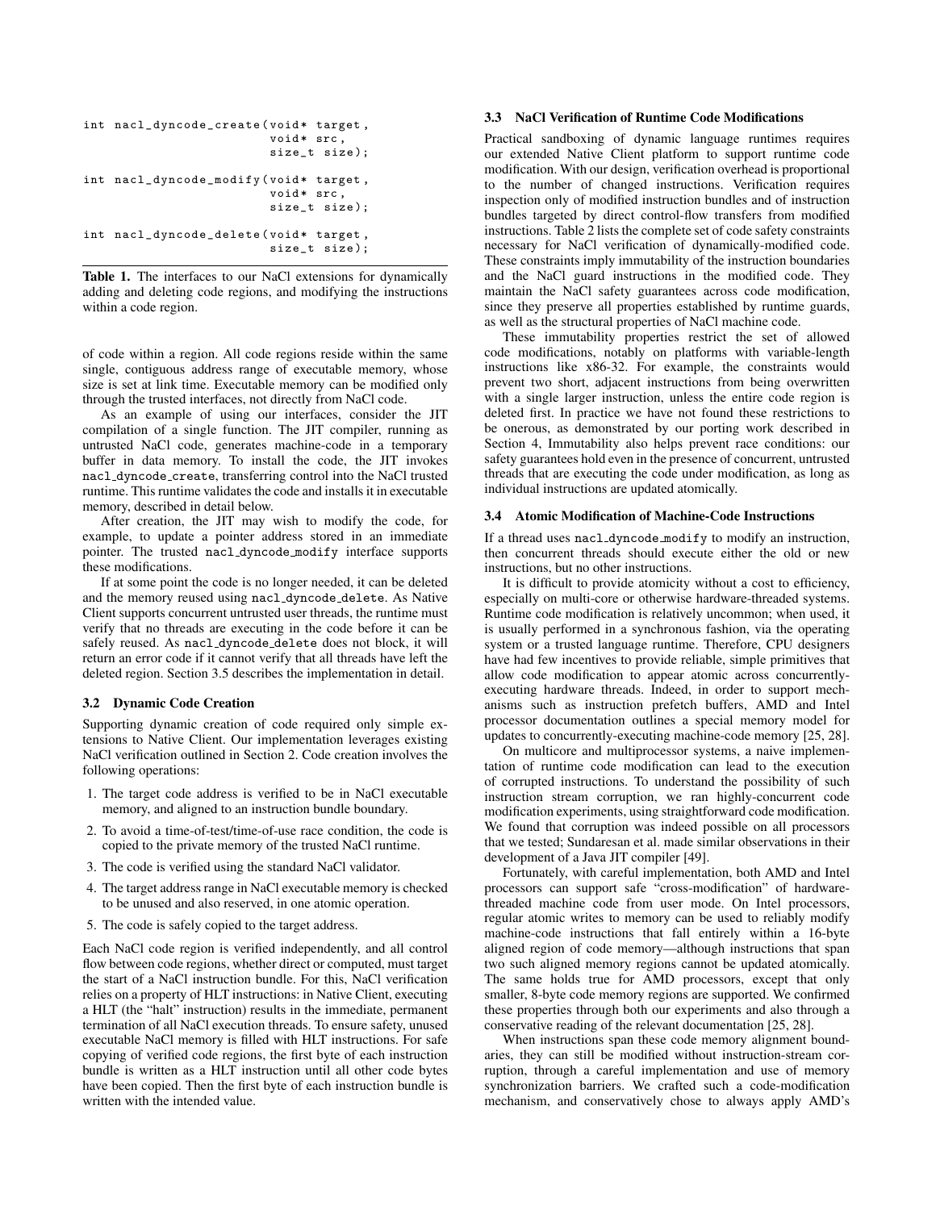```
int nacl_dyncode_create(void* target,
                        void* src,
                        size_t size);

int nacl_dyncode_modify(void* target,
                        void* src,
                        size_t size);

int nacl_dyncode_delete(void* target,
                        size_t size);
```

**Table 1.** The interfaces to our NaCl extensions for dynamically adding and deleting code regions, and modifying the instructions within a code region.

of code within a region. All code regions reside within the same single, contiguous address range of executable memory, whose size is set at link time. Executable memory can be modified only through the trusted interfaces, not directly from NaCl code.

As an example of using our interfaces, consider the JIT compilation of a single function. The JIT compiler, running as untrusted NaCl code, generates machine-code in a temporary buffer in data memory. To install the code, the JIT invokes nacl_dyncode_create, transferring control into the NaCl trusted runtime. This runtime validates the code and installs it in executable memory, described in detail below.

After creation, the JIT may wish to modify the code, for example, to update a pointer address stored in an immediate pointer. The trusted nacl_dyncode_modify interface supports these modifications.

If at some point the code is no longer needed, it can be deleted and the memory reused using nacl_dyncode_delete. As Native Client supports concurrent untrusted user threads, the runtime must verify that no threads are executing in the code before it can be safely reused. As nacl_dyncode_delete does not block, it will return an error code if it cannot verify that all threads have left the deleted region. Section 3.5 describes the implementation in detail.

### 3.2 Dynamic Code Creation

Supporting dynamic creation of code required only simple extensions to Native Client. Our implementation leverages existing NaCl verification outlined in Section 2. Code creation involves the following operations:

1. The target code address is verified to be in NaCl executable memory, and aligned to an instruction bundle boundary.
2. To avoid a time-of-test/time-of-use race condition, the code is copied to the private memory of the trusted NaCl runtime.
3. The code is verified using the standard NaCl validator.
4. The target address range in NaCl executable memory is checked to be unused and also reserved, in one atomic operation.
5. The code is safely copied to the target address.

Each NaCl code region is verified independently, and all control flow between code regions, whether direct or computed, must target the start of a NaCl instruction bundle. For this, NaCl verification relies on a property of HLT instructions: in Native Client, executing a HLT (the "halt" instruction) results in the immediate, permanent termination of all NaCl execution threads. To ensure safety, unused executable NaCl memory is filled with HLT instructions. For safe copying of verified code regions, the first byte of each instruction bundle is written as a HLT instruction until all other code bytes have been copied. Then the first byte of each instruction bundle is written with the intended value.

### 3.3 NaCl Verification of Runtime Code Modifications

Practical sandboxing of dynamic language runtimes requires our extended Native Client platform to support runtime code modification. With our design, verification overhead is proportional to the number of changed instructions. Verification requires inspection only of modified instruction bundles and of instruction bundles targeted by direct control-flow transfers from modified instructions. Table 2 lists the complete set of code safety constraints necessary for NaCl verification of dynamically-modified code. These constraints imply immutability of the instruction boundaries and the NaCl guard instructions in the modified code. They maintain the NaCl safety guarantees across code modification, since they preserve all properties established by runtime guards, as well as the structural properties of NaCl machine code.

These immutability properties restrict the set of allowed code modifications, notably on platforms with variable-length instructions like x86-32. For example, the constraints would prevent two short, adjacent instructions from being overwritten with a single larger instruction, unless the entire code region is deleted first. In practice we have not found these restrictions to be onerous, as demonstrated by our porting work described in Section 4, Immutability also helps prevent race conditions: our safety guarantees hold even in the presence of concurrent, untrusted threads that are executing the code under modification, as long as individual instructions are updated atomically.

### 3.4 Atomic Modification of Machine-Code Instructions

If a thread uses nacl_dyncode_modify to modify an instruction, then concurrent threads should execute either the old or new instructions, but no other instructions.

It is difficult to provide atomicity without a cost to efficiency, especially on multi-core or otherwise hardware-threaded systems. Runtime code modification is relatively uncommon; when used, it is usually performed in a synchronous fashion, via the operating system or a trusted language runtime. Therefore, CPU designers have had few incentives to provide reliable, simple primitives that allow code modification to appear atomic across concurrently-executing hardware threads. Indeed, in order to support mechanisms such as instruction prefetch buffers, AMD and Intel processor documentation outlines a special memory model for updates to concurrently-executing machine-code memory [25, 28].

On multicore and multiprocessor systems, a naive implementation of runtime code modification can lead to the execution of corrupted instructions. To understand the possibility of such instruction stream corruption, we ran highly-concurrent code modification experiments, using straightforward code modification. We found that corruption was indeed possible on all processors that we tested; Sundaresan et al. made similar observations in their development of a Java JIT compiler [49].

Fortunately, with careful implementation, both AMD and Intel processors can support safe "cross-modification" of hardware-threaded machine code from user mode. On Intel processors, regular atomic writes to memory can be used to reliably modify machine-code instructions that fall entirely within a 16-byte aligned region of code memory—although instructions that span two such aligned memory regions cannot be updated atomically. The same holds true for AMD processors, except that only smaller, 8-byte code memory regions are supported. We confirmed these properties through both our experiments and also through a conservative reading of the relevant documentation [25, 28].

When instructions span these code memory alignment boundaries, they can still be modified without instruction-stream corruption, through a careful implementation and use of memory synchronization barriers. We crafted such a code-modification mechanism, and conservatively chose to always apply AMD's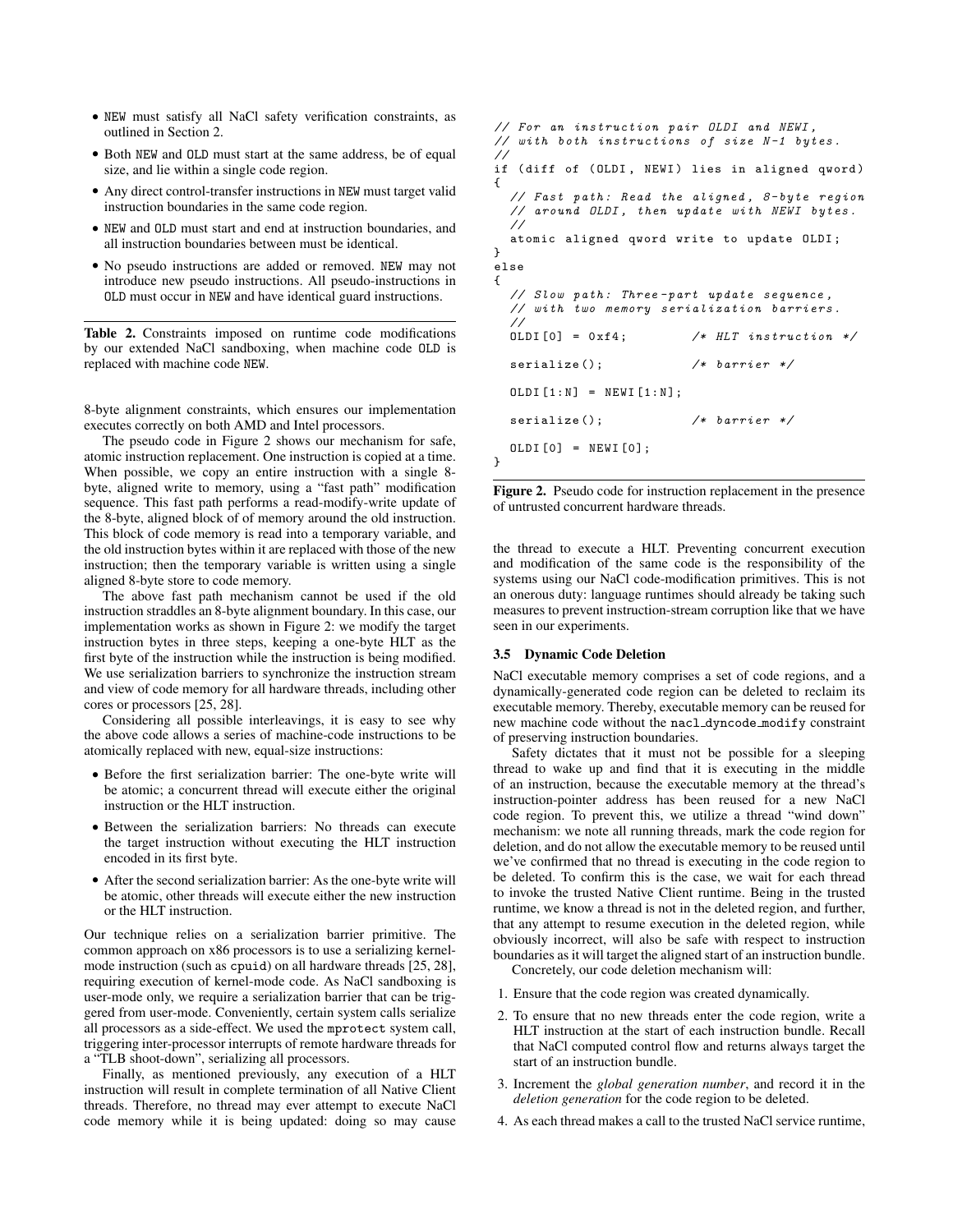- NEW must satisfy all NaCl safety verification constraints, as outlined in Section 2.
- Both NEW and OLD must start at the same address, be of equal size, and lie within a single code region.
- Any direct control-transfer instructions in NEW must target valid instruction boundaries in the same code region.
- NEW and OLD must start and end at instruction boundaries, and all instruction boundaries between must be identical.
- No pseudo instructions are added or removed. NEW may not introduce new pseudo instructions. All pseudo-instructions in OLD must occur in NEW and have identical guard instructions.

**Table 2.** Constraints imposed on runtime code modifications by our extended NaCl sandboxing, when machine code OLD is replaced with machine code NEW.

8-byte alignment constraints, which ensures our implementation executes correctly on both AMD and Intel processors.

The pseudo code in Figure 2 shows our mechanism for safe, atomic instruction replacement. One instruction is copied at a time. When possible, we copy an entire instruction with a single 8-byte, aligned write to memory, using a "fast path" modification sequence. This fast path performs a read-modify-write update of the 8-byte, aligned block of of memory around the old instruction. This block of code memory is read into a temporary variable, and the old instruction bytes within it are replaced with those of the new instruction; then the temporary variable is written using a single aligned 8-byte store to code memory.

The above fast path mechanism cannot be used if the old instruction straddles an 8-byte alignment boundary. In this case, our implementation works as shown in Figure 2: we modify the target instruction bytes in three steps, keeping a one-byte HLT as the first byte of the instruction while the instruction is being modified. We use serialization barriers to synchronize the instruction stream and view of code memory for all hardware threads, including other cores or processors [25, 28].

Considering all possible interleavings, it is easy to see why the above code allows a series of machine-code instructions to be atomically replaced with new, equal-size instructions:

- Before the first serialization barrier: The one-byte write will be atomic; a concurrent thread will execute either the original instruction or the HLT instruction.
- Between the serialization barriers: No threads can execute the target instruction without executing the HLT instruction encoded in its first byte.
- After the second serialization barrier: As the one-byte write will be atomic, other threads will execute either the new instruction or the HLT instruction.

Our technique relies on a serialization barrier primitive. The common approach on x86 processors is to use a serializing kernel-mode instruction (such as cpuid) on all hardware threads [25, 28], requiring execution of kernel-mode code. As NaCl sandboxing is user-mode only, we require a serialization barrier that can be triggered from user-mode. Conveniently, certain system calls serialize all processors as a side-effect. We used the mprotect system call, triggering inter-processor interrupts of remote hardware threads for a "TLB shoot-down", serializing all processors.

Finally, as mentioned previously, any execution of a HLT instruction will result in complete termination of all Native Client threads. Therefore, no thread may ever attempt to execute NaCl code memory while it is being updated: doing so may cause

```
// For an instruction pair OLDI and NEWI,
// with both instructions of size N-1 bytes.
//
if (diff of (OLDI, NEWI) lies in aligned qword)
{
  // Fast path: Read the aligned, 8-byte region
  // around OLDI, then update with NEWI bytes.
  //
  atomic aligned qword write to update OLDI;
}
else
{
  // Slow path: Three-part update sequence,
  // with two memory serialization barriers.
  //
  OLDI[0] = 0xf4;          /* HLT instruction */

  serialize();             /* barrier */

  OLDI[1:N] = NEWI[1:N];

  serialize();             /* barrier */

  OLDI[0] = NEWI[0];
}
```

**Figure 2.** Pseudo code for instruction replacement in the presence of untrusted concurrent hardware threads.

the thread to execute a HLT. Preventing concurrent execution and modification of the same code is the responsibility of the systems using our NaCl code-modification primitives. This is not an onerous duty: language runtimes should already be taking such measures to prevent instruction-stream corruption like that we have seen in our experiments.

### 3.5 Dynamic Code Deletion

NaCl executable memory comprises a set of code regions, and a dynamically-generated code region can be deleted to reclaim its executable memory. Thereby, executable memory can be reused for new machine code without the nacl_dyncode_modify constraint of preserving instruction boundaries.

Safety dictates that it must not be possible for a sleeping thread to wake up and find that it is executing in the middle of an instruction, because the executable memory at the thread's instruction-pointer address has been reused for a new NaCl code region. To prevent this, we utilize a thread "wind down" mechanism: we note all running threads, mark the code region for deletion, and do not allow the executable memory to be reused until we've confirmed that no thread is executing in the code region to be deleted. To confirm this is the case, we wait for each thread to invoke the trusted Native Client runtime. Being in the trusted runtime, we know a thread is not in the deleted region, and further, that any attempt to resume execution in the deleted region, while obviously incorrect, will also be safe with respect to instruction boundaries as it will target the aligned start of an instruction bundle.

Concretely, our code deletion mechanism will:

1. Ensure that the code region was created dynamically.
2. To ensure that no new threads enter the code region, write a HLT instruction at the start of each instruction bundle. Recall that NaCl computed control flow and returns always target the start of an instruction bundle.
3. Increment the *global generation number*, and record it in the *deletion generation* for the code region to be deleted.
4. As each thread makes a call to the trusted NaCl service runtime,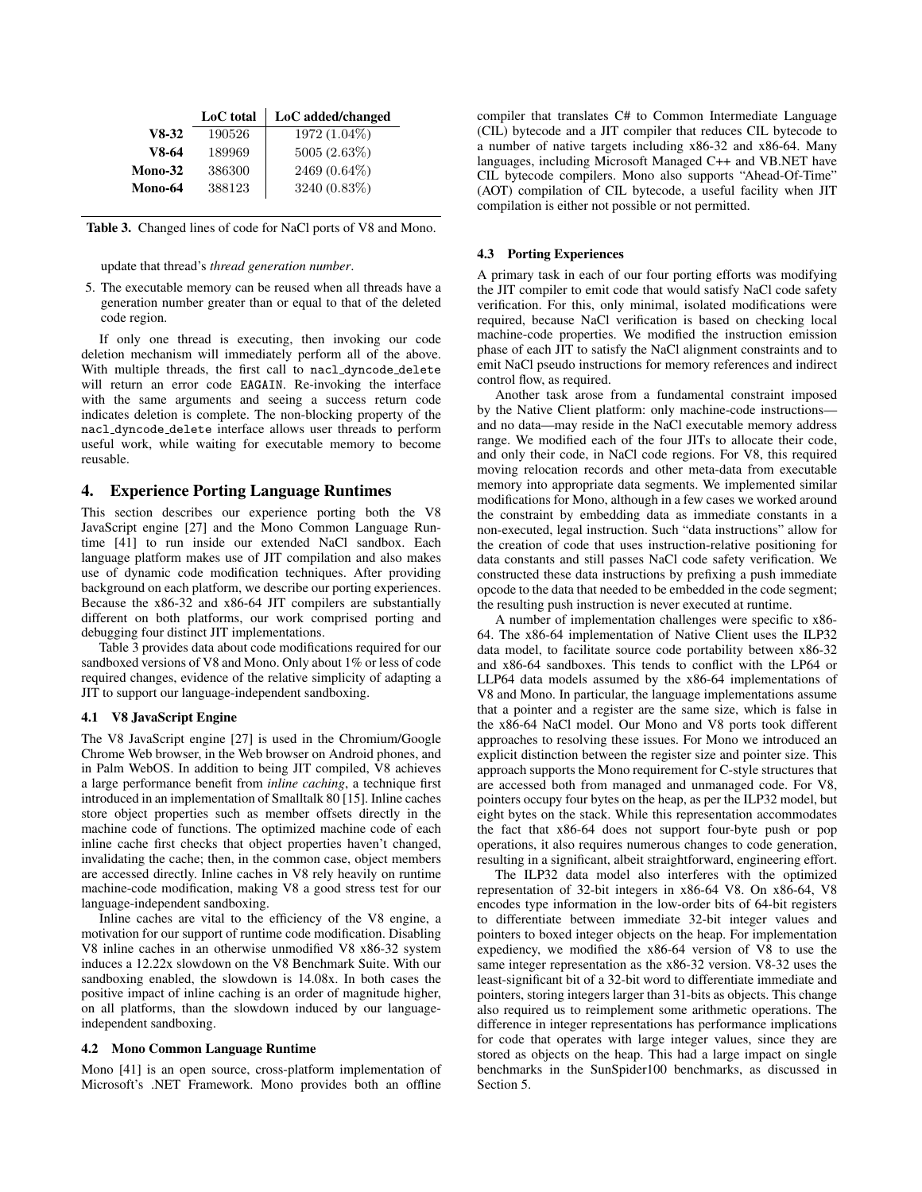|  | LoC total | LoC added/changed |
|---|---|---|
| **V8-32** | 190526 | 1972 (1.04%) |
| **V8-64** | 189969 | 5005 (2.63%) |
| **Mono-32** | 386300 | 2469 (0.64%) |
| **Mono-64** | 388123 | 3240 (0.83%) |

**Table 3.** Changed lines of code for NaCl ports of V8 and Mono.

update that thread's *thread generation number*.

5. The executable memory can be reused when all threads have a generation number greater than or equal to that of the deleted code region.

If only one thread is executing, then invoking our code deletion mechanism will immediately perform all of the above. With multiple threads, the first call to `nacl_dyncode_delete` will return an error code `EAGAIN`. Re-invoking the interface with the same arguments and seeing a success return code indicates deletion is complete. The non-blocking property of the `nacl_dyncode_delete` interface allows user threads to perform useful work, while waiting for executable memory to become reusable.

## 4. Experience Porting Language Runtimes

This section describes our experience porting both the V8 JavaScript engine [27] and the Mono Common Language Runtime [41] to run inside our extended NaCl sandbox. Each language platform makes use of JIT compilation and also makes use of dynamic code modification techniques. After providing background on each platform, we describe our porting experiences. Because the x86-32 and x86-64 JIT compilers are substantially different on both platforms, our work comprised porting and debugging four distinct JIT implementations.

Table 3 provides data about code modifications required for our sandboxed versions of V8 and Mono. Only about 1% or less of code required changes, evidence of the relative simplicity of adapting a JIT to support our language-independent sandboxing.

### 4.1 V8 JavaScript Engine

The V8 JavaScript engine [27] is used in the Chromium/Google Chrome Web browser, in the Web browser on Android phones, and in Palm WebOS. In addition to being JIT compiled, V8 achieves a large performance benefit from *inline caching*, a technique first introduced in an implementation of Smalltalk 80 [15]. Inline caches store object properties such as member offsets directly in the machine code of functions. The optimized machine code of each inline cache first checks that object properties haven't changed, invalidating the cache; then, in the common case, object members are accessed directly. Inline caches in V8 rely heavily on runtime machine-code modification, making V8 a good stress test for our language-independent sandboxing.

Inline caches are vital to the efficiency of the V8 engine, a motivation for our support of runtime code modification. Disabling V8 inline caches in an otherwise unmodified V8 x86-32 system induces a 12.22x slowdown on the V8 Benchmark Suite. With our sandboxing enabled, the slowdown is 14.08x. In both cases the positive impact of inline caching is an order of magnitude higher, on all platforms, than the slowdown induced by our language-independent sandboxing.

### 4.2 Mono Common Language Runtime

Mono [41] is an open source, cross-platform implementation of Microsoft's .NET Framework. Mono provides both an offline compiler that translates C# to Common Intermediate Language (CIL) bytecode and a JIT compiler that reduces CIL bytecode to a number of native targets including x86-32 and x86-64. Many languages, including Microsoft Managed C++ and VB.NET have CIL bytecode compilers. Mono also supports "Ahead-Of-Time" (AOT) compilation of CIL bytecode, a useful facility when JIT compilation is either not possible or not permitted.

### 4.3 Porting Experiences

A primary task in each of our four porting efforts was modifying the JIT compiler to emit code that would satisfy NaCl code safety verification. For this, only minimal, isolated modifications were required, because NaCl verification is based on checking local machine-code properties. We modified the instruction emission phase of each JIT to satisfy the NaCl alignment constraints and to emit NaCl pseudo instructions for memory references and indirect control flow, as required.

Another task arose from a fundamental constraint imposed by the Native Client platform: only machine-code instructions—and no data—may reside in the NaCl executable memory address range. We modified each of the four JITs to allocate their code, and only their code, in NaCl code regions. For V8, this required moving relocation records and other meta-data from executable memory into appropriate data segments. We implemented similar modifications for Mono, although in a few cases we worked around the constraint by embedding data as immediate constants in a non-executed, legal instruction. Such "data instructions" allow for the creation of code that uses instruction-relative positioning for data constants and still passes NaCl code safety verification. We constructed these data instructions by prefixing a push immediate opcode to the data that needed to be embedded in the code segment; the resulting push instruction is never executed at runtime.

A number of implementation challenges were specific to x86-64. The x86-64 implementation of Native Client uses the ILP32 data model, to facilitate source code portability between x86-32 and x86-64 sandboxes. This tends to conflict with the LP64 or LLP64 data models assumed by the x86-64 implementations of V8 and Mono. In particular, the language implementations assume that a pointer and a register are the same size, which is false in the x86-64 NaCl model. Our Mono and V8 ports took different approaches to resolving these issues. For Mono we introduced an explicit distinction between the register size and pointer size. This approach supports the Mono requirement for C-style structures that are accessed both from managed and unmanaged code. For V8, pointers occupy four bytes on the heap, as per the ILP32 model, but eight bytes on the stack. While this representation accommodates the fact that x86-64 does not support four-byte push or pop operations, it also requires numerous changes to code generation, resulting in a significant, albeit straightforward, engineering effort.

The ILP32 data model also interferes with the optimized representation of 32-bit integers in x86-64 V8. On x86-64, V8 encodes type information in the low-order bits of 64-bit registers to differentiate between immediate 32-bit integer values and pointers to boxed integer objects on the heap. For implementation expediency, we modified the x86-64 version of V8 to use the same integer representation as the x86-32 version. V8-32 uses the least-significant bit of a 32-bit word to differentiate immediate and pointers, storing integers larger than 31-bits as objects. This change also required us to reimplement some arithmetic operations. The difference in integer representations has performance implications for code that operates with large integer values, since they are stored as objects on the heap. This had a large impact on single benchmarks in the SunSpider100 benchmarks, as discussed in Section 5.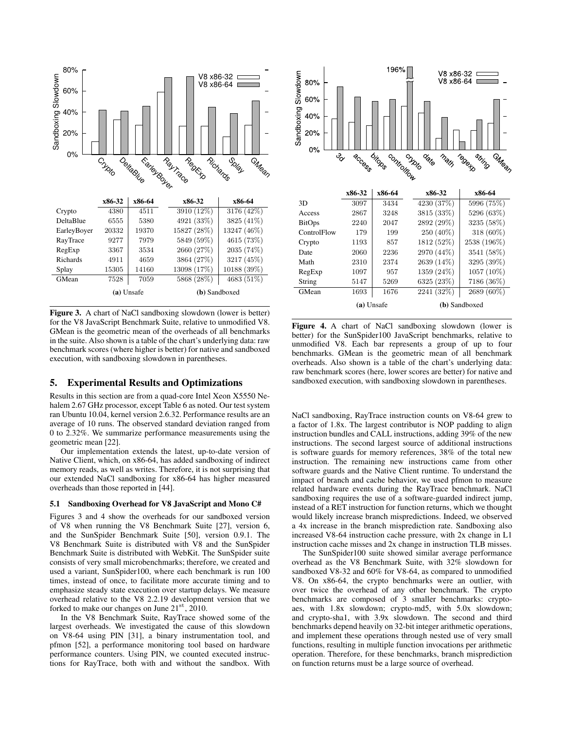| | x86-32 | x86-64 | x86-32 | x86-64 |
|---|---|---|---|---|
| Crypto | 4380 | 4511 | 3910 (12%) | 3176 (42%) |
| DeltaBlue | 6555 | 5380 | 4921 (33%) | 3825 (41%) |
| EarleyBoyer | 20332 | 19370 | 15827 (28%) | 13247 (46%) |
| RayTrace | 9277 | 7979 | 5849 (59%) | 4615 (73%) |
| RegExp | 3367 | 3534 | 2660 (27%) | 2035 (74%) |
| Richards | 4911 | 4659 | 3864 (27%) | 3217 (45%) |
| Splay | 15305 | 14160 | 13098 (17%) | 10188 (39%) |
| GMean | 7528 | 7059 | 5868 (28%) | 4683 (51%) |
| | **(a)** Unsafe | | **(b)** Sandboxed | |

**Figure 3.** A chart of NaCl sandboxing slowdown (lower is better) for the V8 JavaScript Benchmark Suite, relative to unmodified V8. GMean is the geometric mean of the overheads of all benchmarks in the suite. Also shown is a table of the chart's underlying data: raw benchmark scores (where higher is better) for native and sandboxed execution, with sandboxing slowdown in parentheses.

| | x86-32 | x86-64 | x86-32 | x86-64 |
|---|---|---|---|---|
| 3D | 3097 | 3434 | 4230 (37%) | 5996 (75%) |
| Access | 2867 | 3248 | 3815 (33%) | 5296 (63%) |
| BitOps | 2240 | 2047 | 2892 (29%) | 3235 (58%) |
| ControlFlow | 179 | 199 | 250 (40%) | 318 (60%) |
| Crypto | 1193 | 857 | 1812 (52%) | 2538 (196%) |
| Date | 2060 | 2236 | 2970 (44%) | 3541 (58%) |
| Math | 2310 | 2374 | 2639 (14%) | 3295 (39%) |
| RegExp | 1097 | 957 | 1359 (24%) | 1057 (10%) |
| String | 5147 | 5269 | 6325 (23%) | 7186 (36%) |
| GMean | 1693 | 1676 | 2241 (32%) | 2689 (60%) |
| | **(a)** Unsafe | | **(b)** Sandboxed | |

**Figure 4.** A chart of NaCl sandboxing slowdown (lower is better) for the SunSpider100 JavaScript benchmarks, relative to unmodified V8. Each bar represents a group of up to four benchmarks. GMean is the geometric mean of all benchmark overheads. Also shown is a table of the chart's underlying data: raw benchmark scores (here, lower scores are better) for native and sandboxed execution, with sandboxing slowdown in parentheses.

## 5. Experimental Results and Optimizations

Results in this section are from a quad-core Intel Xeon X5550 Nehalem 2.67 GHz processor, except Table 6 as noted. Our test system ran Ubuntu 10.04, kernel version 2.6.32. Performance results are an average of 10 runs. The observed standard deviation ranged from 0 to 2.32%. We summarize performance measurements using the geometric mean [22].

Our implementation extends the latest, up-to-date version of Native Client, which, on x86-64, has added sandboxing of indirect memory reads, as well as writes. Therefore, it is not surprising that our extended NaCl sandboxing for x86-64 has higher measured overheads than those reported in [44].

### 5.1 Sandboxing Overhead for V8 JavaScript and Mono C#

Figures 3 and 4 show the overheads for our sandboxed version of V8 when running the V8 Benchmark Suite [27], version 6, and the SunSpider Benchmark Suite [50], version 0.9.1. The V8 Benchmark Suite is distributed with V8 and the SunSpider Benchmark Suite is distributed with WebKit. The SunSpider suite consists of very small microbenchmarks; therefore, we created and used a variant, SunSpider100, where each benchmark is run 100 times, instead of once, to facilitate more accurate timing and to emphasize steady state execution over startup delays. We measure overhead relative to the V8 2.2.19 development version that we forked to make our changes on June 21[st], 2010.

In the V8 Benchmark Suite, RayTrace showed some of the largest overheads. We investigated the cause of this slowdown on V8-64 using PIN [31], a binary instrumentation tool, and pfmon [52], a performance monitoring tool based on hardware performance counters. Using PIN, we counted executed instructions for RayTrace, both with and without the sandbox. With NaCl sandboxing, RayTrace instruction counts on V8-64 grew to a factor of 1.8x. The largest contributor is NOP padding to align instruction bundles and CALL instructions, adding 39% of the new instructions. The second largest source of additional instructions is software guards for memory references, 38% of the total new instruction. The remaining new instructions came from other software guards and the Native Client runtime. To understand the impact of branch and cache behavior, we used pfmon to measure related hardware events during the RayTrace benchmark. NaCl sandboxing requires the use of a software-guarded indirect jump, instead of a RET instruction for function returns, which we thought would likely increase branch mispredictions. Indeed, we observed a 4x increase in the branch misprediction rate. Sandboxing also increased V8-64 instruction cache pressure, with 2x change in L1 instruction cache misses and 2x change in instruction TLB misses.

The SunSpider100 suite showed similar average performance overhead as the V8 Benchmark Suite, with 32% slowdown for sandboxed V8-32 and 60% for V8-64, as compared to unmodified V8. On x86-64, the crypto benchmarks were an outlier, with over twice the overhead of any other benchmark. The crypto benchmarks are composed of 3 smaller benchmarks: crypto-aes, with 1.8x slowdown; crypto-md5, with 5.0x slowdown; and crypto-sha1, with 3.9x slowdown. The second and third benchmarks depend heavily on 32-bit integer arithmetic operations, and implement these operations through nested use of very small functions, resulting in multiple function invocations per arithmetic operation. Therefore, for these benchmarks, branch misprediction on function returns must be a large source of overhead.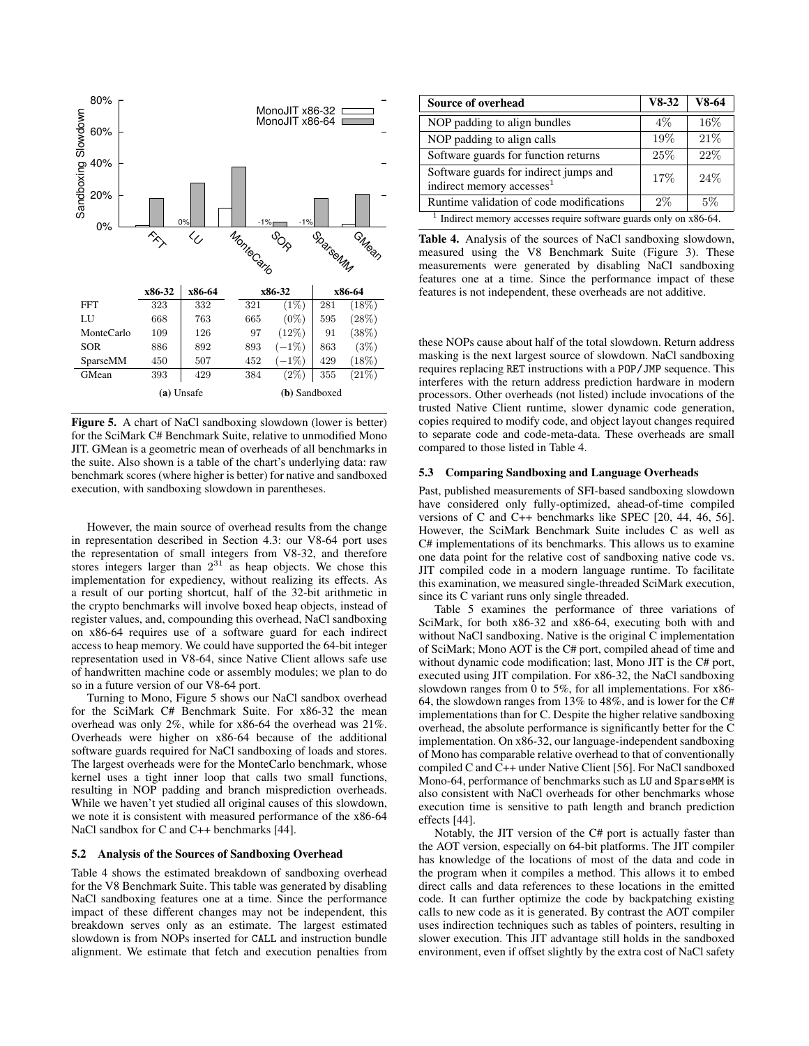| | x86-32 | x86-64 | x86-32 | | x86-64 | |
|---|---|---|---|---|---|---|
| FFT | 323 | 332 | 321 | (1%) | 281 | (18%) |
| LU | 668 | 763 | 665 | (0%) | 595 | (28%) |
| MonteCarlo | 109 | 126 | 97 | (12%) | 91 | (38%) |
| SOR | 886 | 892 | 893 | (−1%) | 863 | (3%) |
| SparseMM | 450 | 507 | 452 | (−1%) | 429 | (18%) |
| GMean | 393 | 429 | 384 | (2%) | 355 | (21%) |
| | **(a)** Unsafe | | **(b)** Sandboxed | | | |

**Figure 5.** A chart of NaCl sandboxing slowdown (lower is better) for the SciMark C# Benchmark Suite, relative to unmodified Mono JIT. GMean is a geometric mean of overheads of all benchmarks in the suite. Also shown is a table of the chart's underlying data: raw benchmark scores (where higher is better) for native and sandboxed execution, with sandboxing slowdown in parentheses.

However, the main source of overhead results from the change in representation described in Section 4.3: our V8-64 port uses the representation of small integers from V8-32, and therefore stores integers larger than $2^{31}$ as heap objects. We chose this implementation for expediency, without realizing its effects. As a result of our porting shortcut, half of the 32-bit arithmetic in the crypto benchmarks will involve boxed heap objects, instead of register values, and, compounding this overhead, NaCl sandboxing on x86-64 requires use of a software guard for each indirect access to heap memory. We could have supported the 64-bit integer representation used in V8-64, since Native Client allows safe use of handwritten machine code or assembly modules; we plan to do so in a future version of our V8-64 port.

Turning to Mono, Figure 5 shows our NaCl sandbox overhead for the SciMark C# Benchmark Suite. For x86-32 the mean overhead was only 2%, while for x86-64 the overhead was 21%. Overheads were higher on x86-64 because of the additional software guards required for NaCl sandboxing of loads and stores. The largest overheads were for the MonteCarlo benchmark, whose kernel uses a tight inner loop that calls two small functions, resulting in NOP padding and branch misprediction overheads. While we haven't yet studied all original causes of this slowdown, we note it is consistent with measured performance of the x86-64 NaCl sandbox for C and C++ benchmarks [44].

### 5.2 Analysis of the Sources of Sandboxing Overhead

Table 4 shows the estimated breakdown of sandboxing overhead for the V8 Benchmark Suite. This table was generated by disabling NaCl sandboxing features one at a time. Since the performance impact of these different changes may not be independent, this breakdown serves only as an estimate. The largest estimated slowdown is from NOPs inserted for CALL and instruction bundle alignment. We estimate that fetch and execution penalties from

| Source of overhead | V8-32 | V8-64 |
|---|---|---|
| NOP padding to align bundles | 4% | 16% |
| NOP padding to align calls | 19% | 21% |
| Software guards for function returns | 25% | 22% |
| Software guards for indirect jumps and indirect memory accesses[1] | 17% | 24% |
| Runtime validation of code modifications | 2% | 5% |

[1] Indirect memory accesses require software guards only on x86-64.

**Table 4.** Analysis of the sources of NaCl sandboxing slowdown, measured using the V8 Benchmark Suite (Figure 3). These measurements were generated by disabling NaCl sandboxing features one at a time. Since the performance impact of these features is not independent, these overheads are not additive.

these NOPs cause about half of the total slowdown. Return address masking is the next largest source of slowdown. NaCl sandboxing requires replacing RET instructions with a POP/JMP sequence. This interferes with the return address prediction hardware in modern processors. Other overheads (not listed) include invocations of the trusted Native Client runtime, slower dynamic code generation, copies required to modify code, and object layout changes required to separate code and code-meta-data. These overheads are small compared to those listed in Table 4.

### 5.3 Comparing Sandboxing and Language Overheads

Past, published measurements of SFI-based sandboxing slowdown have considered only fully-optimized, ahead-of-time compiled versions of C and C++ benchmarks like SPEC [20, 44, 46, 56]. However, the SciMark Benchmark Suite includes C as well as C# implementations of its benchmarks. This allows us to examine one data point for the relative cost of sandboxing native code vs. JIT compiled code in a modern language runtime. To facilitate this examination, we measured single-threaded SciMark execution, since its C variant runs only single threaded.

Table 5 examines the performance of three variations of SciMark, for both x86-32 and x86-64, executing both with and without NaCl sandboxing. Native is the original C implementation of SciMark; Mono AOT is the C# port, compiled ahead of time and without dynamic code modification; last, Mono JIT is the C# port, executed using JIT compilation. For x86-32, the NaCl sandboxing slowdown ranges from 0 to 5%, for all implementations. For x86-64, the slowdown ranges from 13% to 48%, and is lower for the C# implementations than for C. Despite the higher relative sandboxing overhead, the absolute performance is significantly better for the C implementation. On x86-32, our language-independent sandboxing of Mono has comparable relative overhead to that of conventionally compiled C and C++ under Native Client [56]. For NaCl sandboxed Mono-64, performance of benchmarks such as LU and SparseMM is also consistent with NaCl overheads for other benchmarks whose execution time is sensitive to path length and branch prediction effects [44].

Notably, the JIT version of the C# port is actually faster than the AOT version, especially on 64-bit platforms. The JIT compiler has knowledge of the locations of most of the data and code in the program when it compiles a method. This allows it to embed direct calls and data references to these locations in the emitted code. It can further optimize the code by backpatching existing calls to new code as it is generated. By contrast the AOT compiler uses indirection techniques such as tables of pointers, resulting in slower execution. This JIT advantage still holds in the sandboxed environment, even if offset slightly by the extra cost of NaCl safety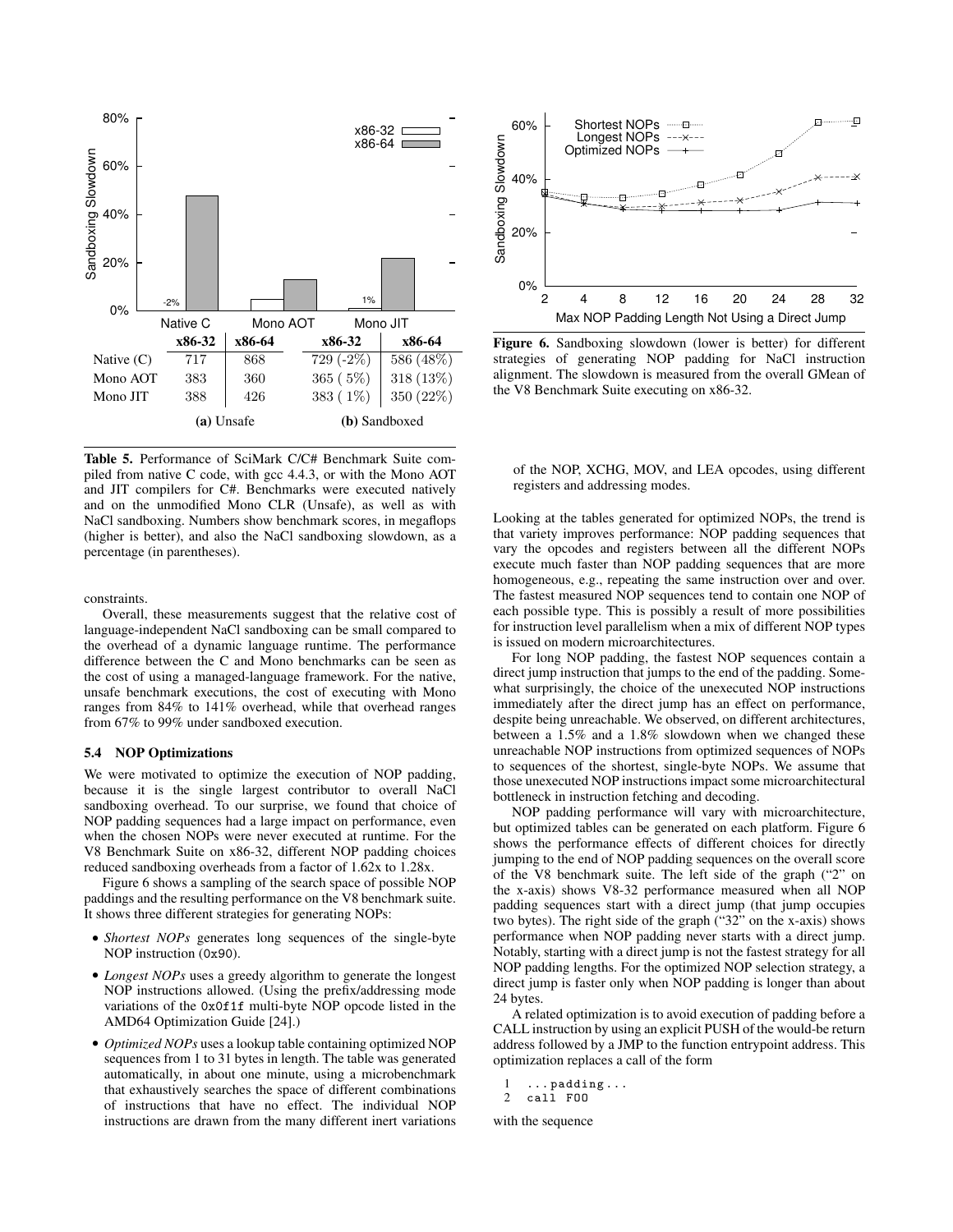| | (a) Unsafe | | (b) Sandboxed | |
|---|---|---|---|---|
| | **x86-32** | **x86-64** | **x86-32** | **x86-64** |
| Native (C) | 717 | 868 | 729 (-2%) | 586 (48%) |
| Mono AOT | 383 | 360 | 365 ( 5%) | 318 (13%) |
| Mono JIT | 388 | 426 | 383 ( 1%) | 350 (22%) |

**Table 5.** Performance of SciMark C/C# Benchmark Suite compiled from native C code, with gcc 4.4.3, or with the Mono AOT and JIT compilers for C#. Benchmarks were executed natively and on the unmodified Mono CLR (Unsafe), as well as with NaCl sandboxing. Numbers show benchmark scores, in megaflops (higher is better), and also the NaCl sandboxing slowdown, as a percentage (in parentheses).

constraints.

Overall, these measurements suggest that the relative cost of language-independent NaCl sandboxing can be small compared to the overhead of a dynamic language runtime. The performance difference between the C and Mono benchmarks can be seen as the cost of using a managed-language framework. For the native, unsafe benchmark executions, the cost of executing with Mono ranges from 84% to 141% overhead, while that overhead ranges from 67% to 99% under sandboxed execution.

### 5.4 NOP Optimizations

We were motivated to optimize the execution of NOP padding, because it is the single largest contributor to overall NaCl sandboxing overhead. To our surprise, we found that choice of NOP padding sequences had a large impact on performance, even when the chosen NOPs were never executed at runtime. For the V8 Benchmark Suite on x86-32, different NOP padding choices reduced sandboxing overheads from a factor of 1.62x to 1.28x.

Figure 6 shows a sampling of the search space of possible NOP paddings and the resulting performance on the V8 benchmark suite. It shows three different strategies for generating NOPs:

- *Shortest NOPs* generates long sequences of the single-byte NOP instruction (`0x90`).
- *Longest NOPs* uses a greedy algorithm to generate the longest NOP instructions allowed. (Using the prefix/addressing mode variations of the `0x0f1f` multi-byte NOP opcode listed in the AMD64 Optimization Guide [24].)
- *Optimized NOPs* uses a lookup table containing optimized NOP sequences from 1 to 31 bytes in length. The table was generated automatically, in about one minute, using a microbenchmark that exhaustively searches the space of different combinations of instructions that have no effect. The individual NOP instructions are drawn from the many different inert variations of the NOP, XCHG, MOV, and LEA opcodes, using different registers and addressing modes.

**Figure 6.** Sandboxing slowdown (lower is better) for different strategies of generating NOP padding for NaCl instruction alignment. The slowdown is measured from the overall GMean of the V8 Benchmark Suite executing on x86-32.

Looking at the tables generated for optimized NOPs, the trend is that variety improves performance: NOP padding sequences that vary the opcodes and registers between all the different NOPs execute much faster than NOP padding sequences that are more homogeneous, e.g., repeating the same instruction over and over. The fastest measured NOP sequences tend to contain one NOP of each possible type. This is possibly a result of more possibilities for instruction level parallelism when a mix of different NOP types is issued on modern microarchitectures.

For long NOP padding, the fastest NOP sequences contain a direct jump instruction that jumps to the end of the padding. Somewhat surprisingly, the choice of the unexecuted NOP instructions immediately after the direct jump has an effect on performance, despite being unreachable. We observed, on different architectures, between a 1.5% and a 1.8% slowdown when we changed these unreachable NOP instructions from optimized sequences of NOPs to sequences of the shortest, single-byte NOPs. We assume that those unexecuted NOP instructions impact some microarchitectural bottleneck in instruction fetching and decoding.

NOP padding performance will vary with microarchitecture, but optimized tables can be generated on each platform. Figure 6 shows the performance effects of different choices for directly jumping to the end of NOP padding sequences on the overall score of the V8 benchmark suite. The left side of the graph ("2" on the x-axis) shows V8-32 performance measured when all NOP padding sequences start with a direct jump (that jump occupies two bytes). The right side of the graph ("32" on the x-axis) shows performance when NOP padding never starts with a direct jump. Notably, starting with a direct jump is not the fastest strategy for all NOP padding lengths. For the optimized NOP selection strategy, a direct jump is faster only when NOP padding is longer than about 24 bytes.

A related optimization is to avoid execution of padding before a CALL instruction by using an explicit PUSH of the would-be return address followed by a JMP to the function entrypoint address. This optimization replaces a call of the form

```
1  ...padding...
2  call FOO
```

with the sequence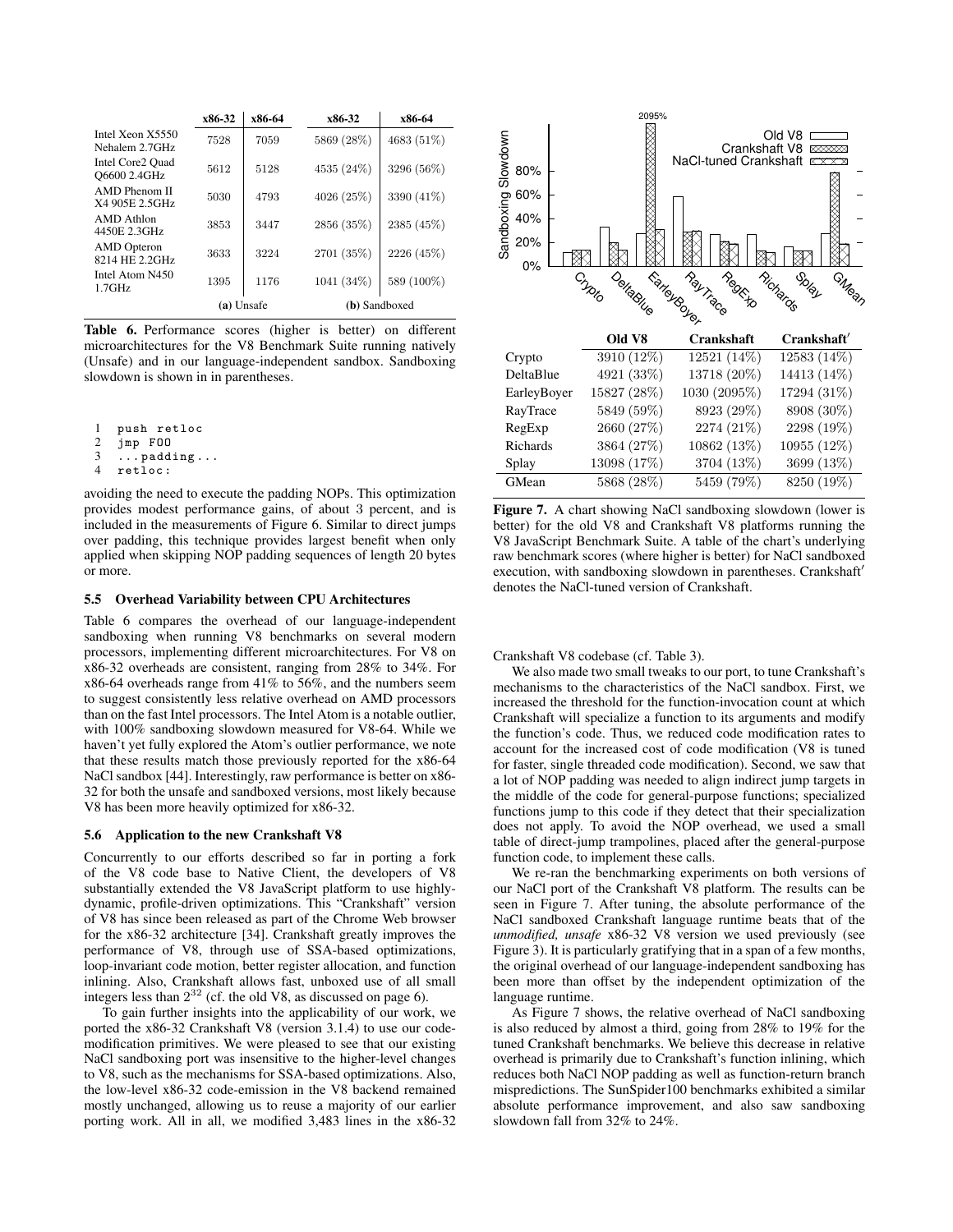| | (a) Unsafe | | (b) Sandboxed | |
|---|---|---|---|---|
| | x86-32 | x86-64 | x86-32 | x86-64 |
| Intel Xeon X5550 Nehalem 2.7GHz | 7528 | 7059 | 5869 (28%) | 4683 (51%) |
| Intel Core2 Quad Q6600 2.4GHz | 5612 | 5128 | 4535 (24%) | 3296 (56%) |
| AMD Phenom II X4 905E 2.5GHz | 5030 | 4793 | 4026 (25%) | 3390 (41%) |
| AMD Athlon 4450E 2.3GHz | 3853 | 3447 | 2856 (35%) | 2385 (45%) |
| AMD Opteron 8214 HE 2.2GHz | 3633 | 3224 | 2701 (35%) | 2226 (45%) |
| Intel Atom N450 1.7GHz | 1395 | 1176 | 1041 (34%) | 589 (100%) |

**Table 6.** Performance scores (higher is better) on different microarchitectures for the V8 Benchmark Suite running natively (Unsafe) and in our language-independent sandbox. Sandboxing slowdown is shown in in parentheses.

```
1  push retloc
2  jmp FOO
3  ...padding...
4  retloc:
```

avoiding the need to execute the padding NOPs. This optimization provides modest performance gains, of about 3 percent, and is included in the measurements of Figure 6. Similar to direct jumps over padding, this technique provides largest benefit when only applied when skipping NOP padding sequences of length 20 bytes or more.

### 5.5 Overhead Variability between CPU Architectures

Table 6 compares the overhead of our language-independent sandboxing when running V8 benchmarks on several modern processors, implementing different microarchitectures. For V8 on x86-32 overheads are consistent, ranging from 28% to 34%. For x86-64 overheads range from 41% to 56%, and the numbers seem to suggest consistently less relative overhead on AMD processors than on the fast Intel processors. The Intel Atom is a notable outlier, with 100% sandboxing slowdown measured for V8-64. While we haven't yet fully explored the Atom's outlier performance, we note that these results match those previously reported for the x86-64 NaCl sandbox [44]. Interestingly, raw performance is better on x86-32 for both the unsafe and sandboxed versions, most likely because V8 has been more heavily optimized for x86-32.

### 5.6 Application to the new Crankshaft V8

Concurrently to our efforts described so far in porting a fork of the V8 code base to Native Client, the developers of V8 substantially extended the V8 JavaScript platform to use highly-dynamic, profile-driven optimizations. This "Crankshaft" version of V8 has since been released as part of the Chrome Web browser for the x86-32 architecture [34]. Crankshaft greatly improves the performance of V8, through use of SSA-based optimizations, loop-invariant code motion, better register allocation, and function inlining. Also, Crankshaft allows fast, unboxed use of all small integers less than $2^{32}$ (cf. the old V8, as discussed on page 6).

To gain further insights into the applicability of our work, we ported the x86-32 Crankshaft V8 (version 3.1.4) to use our code-modification primitives. We were pleased to see that our existing NaCl sandboxing port was insensitive to the higher-level changes to V8, such as the mechanisms for SSA-based optimizations. Also, the low-level x86-32 code-emission in the V8 backend remained mostly unchanged, allowing us to reuse a majority of our earlier porting work. All in all, we modified 3,483 lines in the x86-32

| | Old V8 | Crankshaft | Crankshaft′ |
|---|---|---|---|
| Crypto | 3910 (12%) | 12521 (14%) | 12583 (14%) |
| DeltaBlue | 4921 (33%) | 13718 (20%) | 14413 (14%) |
| EarleyBoyer | 15827 (28%) | 1030 (2095%) | 17294 (31%) |
| RayTrace | 5849 (59%) | 8923 (29%) | 8908 (30%) |
| RegExp | 2660 (27%) | 2274 (21%) | 2298 (19%) |
| Richards | 3864 (27%) | 10862 (13%) | 10955 (12%) |
| Splay | 13098 (17%) | 3704 (13%) | 3699 (13%) |
| GMean | 5868 (28%) | 5459 (79%) | 8250 (19%) |

**Figure 7.** A chart showing NaCl sandboxing slowdown (lower is better) for the old V8 and Crankshaft V8 platforms running the V8 JavaScript Benchmark Suite. A table of the chart's underlying raw benchmark scores (where higher is better) for NaCl sandboxed execution, with sandboxing slowdown in parentheses. Crankshaft′ denotes the NaCl-tuned version of Crankshaft.

Crankshaft V8 codebase (cf. Table 3).

We also made two small tweaks to our port, to tune Crankshaft's mechanisms to the characteristics of the NaCl sandbox. First, we increased the threshold for the function-invocation count at which Crankshaft will specialize a function to its arguments and modify the function's code. Thus, we reduced code modification rates to account for the increased cost of code modification (V8 is tuned for faster, single threaded code modification). Second, we saw that a lot of NOP padding was needed to align indirect jump targets in the middle of the code for general-purpose functions; specialized functions jump to this code if they detect that their specialization does not apply. To avoid the NOP overhead, we used a small table of direct-jump trampolines, placed after the general-purpose function code, to implement these calls.

We re-ran the benchmarking experiments on both versions of our NaCl port of the Crankshaft V8 platform. The results can be seen in Figure 7. After tuning, the absolute performance of the NaCl sandboxed Crankshaft language runtime beats that of the *unmodified, unsafe* x86-32 V8 version we used previously (see Figure 3). It is particularly gratifying that in a span of a few months, the original overhead of our language-independent sandboxing has been more than offset by the independent optimization of the language runtime.

As Figure 7 shows, the relative overhead of NaCl sandboxing is also reduced by almost a third, going from 28% to 19% for the tuned Crankshaft benchmarks. We believe this decrease in relative overhead is primarily due to Crankshaft's function inlining, which reduces both NaCl NOP padding as well as function-return branch mispredictions. The SunSpider100 benchmarks exhibited a similar absolute performance improvement, and also saw sandboxing slowdown fall from 32% to 24%.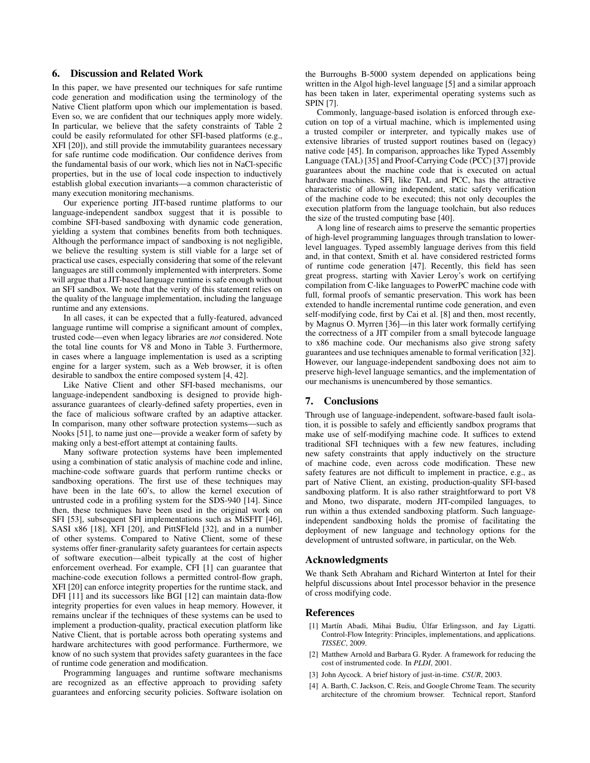## 6. Discussion and Related Work

In this paper, we have presented our techniques for safe runtime code generation and modification using the terminology of the Native Client platform upon which our implementation is based. Even so, we are confident that our techniques apply more widely. In particular, we believe that the safety constraints of Table 2 could be easily reformulated for other SFI-based platforms (e.g., XFI [20]), and still provide the immutability guarantees necessary for safe runtime code modification. Our confidence derives from the fundamental basis of our work, which lies not in NaCl-specific properties, but in the use of local code inspection to inductively establish global execution invariants—a common characteristic of many execution monitoring mechanisms.

Our experience porting JIT-based runtime platforms to our language-independent sandbox suggest that it is possible to combine SFI-based sandboxing with dynamic code generation, yielding a system that combines benefits from both techniques. Although the performance impact of sandboxing is not negligible, we believe the resulting system is still viable for a large set of practical use cases, especially considering that some of the relevant languages are still commonly implemented with interpreters. Some will argue that a JIT-based language runtime is safe enough without an SFI sandbox. We note that the verity of this statement relies on the quality of the language implementation, including the language runtime and any extensions.

In all cases, it can be expected that a fully-featured, advanced language runtime will comprise a significant amount of complex, trusted code—even when legacy libraries are *not* considered. Note the total line counts for V8 and Mono in Table 3. Furthermore, in cases where a language implementation is used as a scripting engine for a larger system, such as a Web browser, it is often desirable to sandbox the entire composed system [4, 42].

Like Native Client and other SFI-based mechanisms, our language-independent sandboxing is designed to provide high-assurance guarantees of clearly-defined safety properties, even in the face of malicious software crafted by an adaptive attacker. In comparison, many other software protection systems—such as Nooks [51], to name just one—provide a weaker form of safety by making only a best-effort attempt at containing faults.

Many software protection systems have been implemented using a combination of static analysis of machine code and inline, machine-code software guards that perform runtime checks or sandboxing operations. The first use of these techniques may have been in the late 60's, to allow the kernel execution of untrusted code in a profiling system for the SDS-940 [14]. Since then, these techniques have been used in the original work on SFI [53], subsequent SFI implementations such as MiSFIT [46], SASI x86 [18], XFI [20], and PittSFIeld [32], and in a number of other systems. Compared to Native Client, some of these systems offer finer-granularity safety guarantees for certain aspects of software execution—albeit typically at the cost of higher enforcement overhead. For example, CFI [1] can guarantee that machine-code execution follows a permitted control-flow graph, XFI [20] can enforce integrity properties for the runtime stack, and DFI [11] and its successors like BGI [12] can maintain data-flow integrity properties for even values in heap memory. However, it remains unclear if the techniques of these systems can be used to implement a production-quality, practical execution platform like Native Client, that is portable across both operating systems and hardware architectures with good performance. Furthermore, we know of no such system that provides safety guarantees in the face of runtime code generation and modification.

Programming languages and runtime software mechanisms are recognized as an effective approach to providing safety guarantees and enforcing security policies. Software isolation on the Burroughs B-5000 system depended on applications being written in the Algol high-level language [5] and a similar approach has been taken in later, experimental operating systems such as SPIN [7].

Commonly, language-based isolation is enforced through execution on top of a virtual machine, which is implemented using a trusted compiler or interpreter, and typically makes use of extensive libraries of trusted support routines based on (legacy) native code [45]. In comparison, approaches like Typed Assembly Language (TAL) [35] and Proof-Carrying Code (PCC) [37] provide guarantees about the machine code that is executed on actual hardware machines. SFI, like TAL and PCC, has the attractive characteristic of allowing independent, static safety verification of the machine code to be executed; this not only decouples the execution platform from the language toolchain, but also reduces the size of the trusted computing base [40].

A long line of research aims to preserve the semantic properties of high-level programming languages through translation to lower-level languages. Typed assembly language derives from this field and, in that context, Smith et al. have considered restricted forms of runtime code generation [47]. Recently, this field has seen great progress, starting with Xavier Leroy's work on certifying compilation from C-like languages to PowerPC machine code with full, formal proofs of semantic preservation. This work has been extended to handle incremental runtime code generation, and even self-modifying code, first by Cai et al. [8] and then, most recently, by Magnus O. Myrren [36]—in this later work formally certifying the correctness of a JIT compiler from a small bytecode language to x86 machine code. Our mechanisms also give strong safety guarantees and use techniques amenable to formal verification [32]. However, our language-independent sandboxing does not aim to preserve high-level language semantics, and the implementation of our mechanisms is unencumbered by those semantics.

## 7. Conclusions

Through use of language-independent, software-based fault isolation, it is possible to safely and efficiently sandbox programs that make use of self-modifying machine code. It suffices to extend traditional SFI techniques with a few new features, including new safety constraints that apply inductively on the structure of machine code, even across code modification. These new safety features are not difficult to implement in practice, e.g., as part of Native Client, an existing, production-quality SFI-based sandboxing platform. It is also rather straightforward to port V8 and Mono, two disparate, modern JIT-compiled languages, to run within a thus extended sandboxing platform. Such language-independent sandboxing holds the promise of facilitating the deployment of new language and technology options for the development of untrusted software, in particular, on the Web.

## Acknowledgments

We thank Seth Abraham and Richard Winterton at Intel for their helpful discussions about Intel processor behavior in the presence of cross modifying code.

## References

[1] Martín Abadi, Mihai Budiu, Úlfar Erlingsson, and Jay Ligatti. Control-Flow Integrity: Principles, implementations, and applications. *TISSEC*, 2009.

[2] Matthew Arnold and Barbara G. Ryder. A framework for reducing the cost of instrumented code. In *PLDI*, 2001.

[3] John Aycock. A brief history of just-in-time. *CSUR*, 2003.

[4] A. Barth, C. Jackson, C. Reis, and Google Chrome Team. The security architecture of the chromium browser. Technical report, Stanford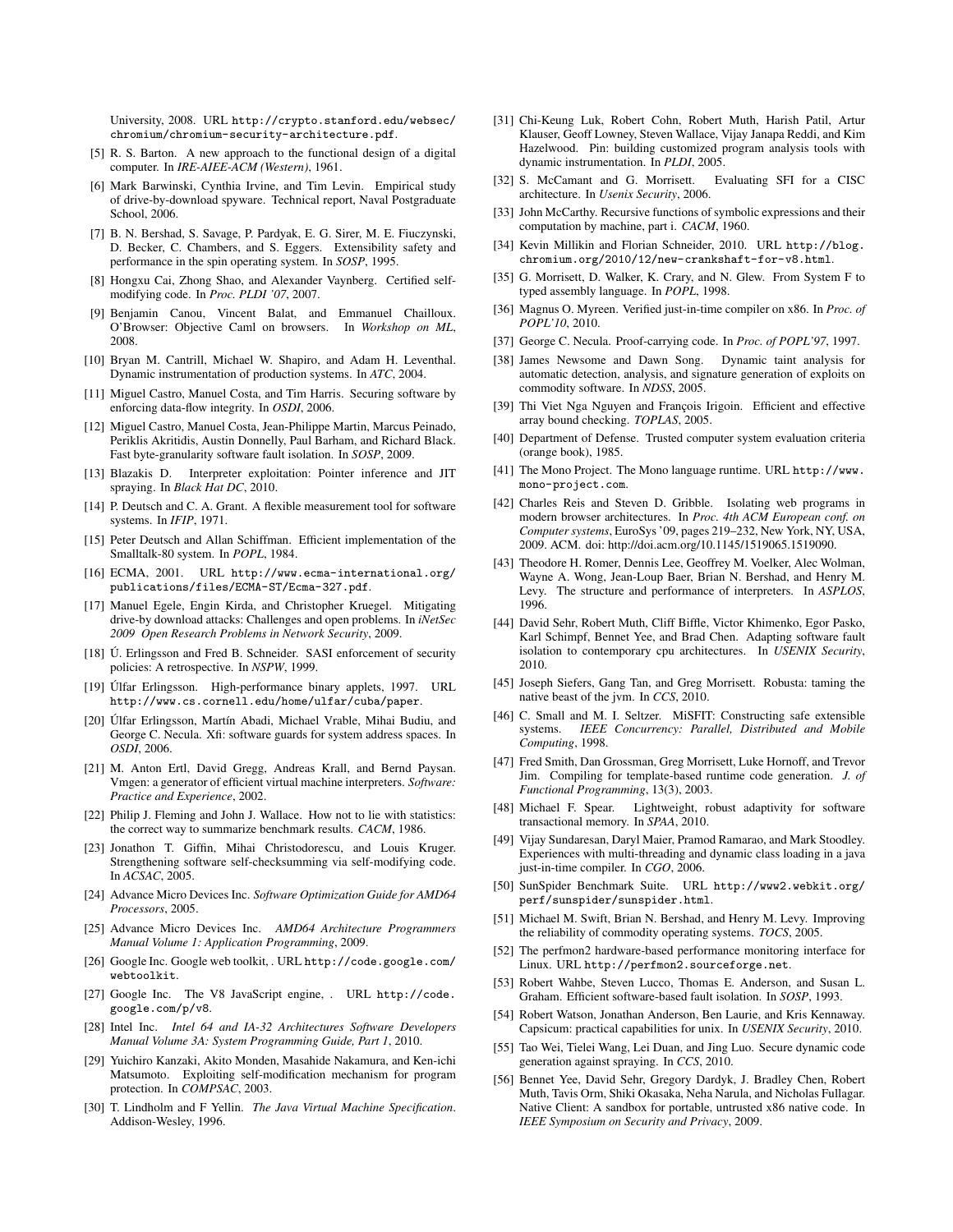University, 2008. URL http://crypto.stanford.edu/websec/chromium/chromium-security-architecture.pdf.

[5] R. S. Barton. A new approach to the functional design of a digital computer. In *IRE-AIEE-ACM (Western)*, 1961.

[6] Mark Barwinski, Cynthia Irvine, and Tim Levin. Empirical study of drive-by-download spyware. Technical report, Naval Postgraduate School, 2006.

[7] B. N. Bershad, S. Savage, P. Pardyak, E. G. Sirer, M. E. Fiuczynski, D. Becker, C. Chambers, and S. Eggers. Extensibility safety and performance in the spin operating system. In *SOSP*, 1995.

[8] Hongxu Cai, Zhong Shao, and Alexander Vaynberg. Certified self-modifying code. In *Proc. PLDI '07*, 2007.

[9] Benjamin Canou, Vincent Balat, and Emmanuel Chailloux. O'Browser: Objective Caml on browsers. In *Workshop on ML*, 2008.

[10] Bryan M. Cantrill, Michael W. Shapiro, and Adam H. Leventhal. Dynamic instrumentation of production systems. In *ATC*, 2004.

[11] Miguel Castro, Manuel Costa, and Tim Harris. Securing software by enforcing data-flow integrity. In *OSDI*, 2006.

[12] Miguel Castro, Manuel Costa, Jean-Philippe Martin, Marcus Peinado, Periklis Akritidis, Austin Donnelly, Paul Barham, and Richard Black. Fast byte-granularity software fault isolation. In *SOSP*, 2009.

[13] Blazakis D. Interpreter exploitation: Pointer inference and JIT spraying. In *Black Hat DC*, 2010.

[14] P. Deutsch and C. A. Grant. A flexible measurement tool for software systems. In *IFIP*, 1971.

[15] Peter Deutsch and Allan Schiffman. Efficient implementation of the Smalltalk-80 system. In *POPL*, 1984.

[16] ECMA, 2001. URL http://www.ecma-international.org/publications/files/ECMA-ST/Ecma-327.pdf.

[17] Manuel Egele, Engin Kirda, and Christopher Kruegel. Mitigating drive-by download attacks: Challenges and open problems. In *iNetSec 2009 Open Research Problems in Network Security*, 2009.

[18] Ú. Erlingsson and Fred B. Schneider. SASI enforcement of security policies: A retrospective. In *NSPW*, 1999.

[19] Úlfar Erlingsson. High-performance binary applets, 1997. URL http://www.cs.cornell.edu/home/ulfar/cuba/paper.

[20] Úlfar Erlingsson, Martín Abadi, Michael Vrable, Mihai Budiu, and George C. Necula. Xfi: software guards for system address spaces. In *OSDI*, 2006.

[21] M. Anton Ertl, David Gregg, Andreas Krall, and Bernd Paysan. Vmgen: a generator of efficient virtual machine interpreters. *Software: Practice and Experience*, 2002.

[22] Philip J. Fleming and John J. Wallace. How not to lie with statistics: the correct way to summarize benchmark results. *CACM*, 1986.

[23] Jonathon T. Giffin, Mihai Christodorescu, and Louis Kruger. Strengthening software self-checksumming via self-modifying code. In *ACSAC*, 2005.

[24] Advance Micro Devices Inc. *Software Optimization Guide for AMD64 Processors*, 2005.

[25] Advance Micro Devices Inc. *AMD64 Architecture Programmers Manual Volume 1: Application Programming*, 2009.

[26] Google Inc. Google web toolkit, . URL http://code.google.com/webtoolkit.

[27] Google Inc. The V8 JavaScript engine, . URL http://code.google.com/p/v8.

[28] Intel Inc. *Intel 64 and IA-32 Architectures Software Developers Manual Volume 3A: System Programming Guide, Part 1*, 2010.

[29] Yuichiro Kanzaki, Akito Monden, Masahide Nakamura, and Ken-ichi Matsumoto. Exploiting self-modification mechanism for program protection. In *COMPSAC*, 2003.

[30] T. Lindholm and F Yellin. *The Java Virtual Machine Specification*. Addison-Wesley, 1996.

[31] Chi-Keung Luk, Robert Cohn, Robert Muth, Harish Patil, Artur Klauser, Geoff Lowney, Steven Wallace, Vijay Janapa Reddi, and Kim Hazelwood. Pin: building customized program analysis tools with dynamic instrumentation. In *PLDI*, 2005.

[32] S. McCamant and G. Morrisett. Evaluating SFI for a CISC architecture. In *Usenix Security*, 2006.

[33] John McCarthy. Recursive functions of symbolic expressions and their computation by machine, part i. *CACM*, 1960.

[34] Kevin Millikin and Florian Schneider, 2010. URL http://blog.chromium.org/2010/12/new-crankshaft-for-v8.html.

[35] G. Morrisett, D. Walker, K. Crary, and N. Glew. From System F to typed assembly language. In *POPL*, 1998.

[36] Magnus O. Myreen. Verified just-in-time compiler on x86. In *Proc. of POPL'10*, 2010.

[37] George C. Necula. Proof-carrying code. In *Proc. of POPL'97*, 1997.

[38] James Newsome and Dawn Song. Dynamic taint analysis for automatic detection, analysis, and signature generation of exploits on commodity software. In *NDSS*, 2005.

[39] Thi Viet Nga Nguyen and François Irigoin. Efficient and effective array bound checking. *TOPLAS*, 2005.

[40] Department of Defense. Trusted computer system evaluation criteria (orange book), 1985.

[41] The Mono Project. The Mono language runtime. URL http://www.mono-project.com.

[42] Charles Reis and Steven D. Gribble. Isolating web programs in modern browser architectures. In *Proc. 4th ACM European conf. on Computer systems*, EuroSys '09, pages 219–232, New York, NY, USA, 2009. ACM. doi: http://doi.acm.org/10.1145/1519065.1519090.

[43] Theodore H. Romer, Dennis Lee, Geoffrey M. Voelker, Alec Wolman, Wayne A. Wong, Jean-Loup Baer, Brian N. Bershad, and Henry M. Levy. The structure and performance of interpreters. In *ASPLOS*, 1996.

[44] David Sehr, Robert Muth, Cliff Biffle, Victor Khimenko, Egor Pasko, Karl Schimpf, Bennet Yee, and Brad Chen. Adapting software fault isolation to contemporary cpu architectures. In *USENIX Security*, 2010.

[45] Joseph Siefers, Gang Tan, and Greg Morrisett. Robusta: taming the native beast of the jvm. In *CCS*, 2010.

[46] C. Small and M. I. Seltzer. MiSFIT: Constructing safe extensible systems. *IEEE Concurrency: Parallel, Distributed and Mobile Computing*, 1998.

[47] Fred Smith, Dan Grossman, Greg Morrisett, Luke Hornoff, and Trevor Jim. Compiling for template-based runtime code generation. *J. of Functional Programming*, 13(3), 2003.

[48] Michael F. Spear. Lightweight, robust adaptivity for software transactional memory. In *SPAA*, 2010.

[49] Vijay Sundaresan, Daryl Maier, Pramod Ramarao, and Mark Stoodley. Experiences with multi-threading and dynamic class loading in a java just-in-time compiler. In *CGO*, 2006.

[50] SunSpider Benchmark Suite. URL http://www2.webkit.org/perf/sunspider/sunspider.html.

[51] Michael M. Swift, Brian N. Bershad, and Henry M. Levy. Improving the reliability of commodity operating systems. *TOCS*, 2005.

[52] The perfmon2 hardware-based performance monitoring interface for Linux. URL http://perfmon2.sourceforge.net.

[53] Robert Wahbe, Steven Lucco, Thomas E. Anderson, and Susan L. Graham. Efficient software-based fault isolation. In *SOSP*, 1993.

[54] Robert Watson, Jonathan Anderson, Ben Laurie, and Kris Kennaway. Capsicum: practical capabilities for unix. In *USENIX Security*, 2010.

[55] Tao Wei, Tielei Wang, Lei Duan, and Jing Luo. Secure dynamic code generation against spraying. In *CCS*, 2010.

[56] Bennet Yee, David Sehr, Gregory Dardyk, J. Bradley Chen, Robert Muth, Tavis Orm, Shiki Okasaka, Neha Narula, and Nicholas Fullagar. Native Client: A sandbox for portable, untrusted x86 native code. In *IEEE Symposium on Security and Privacy*, 2009.